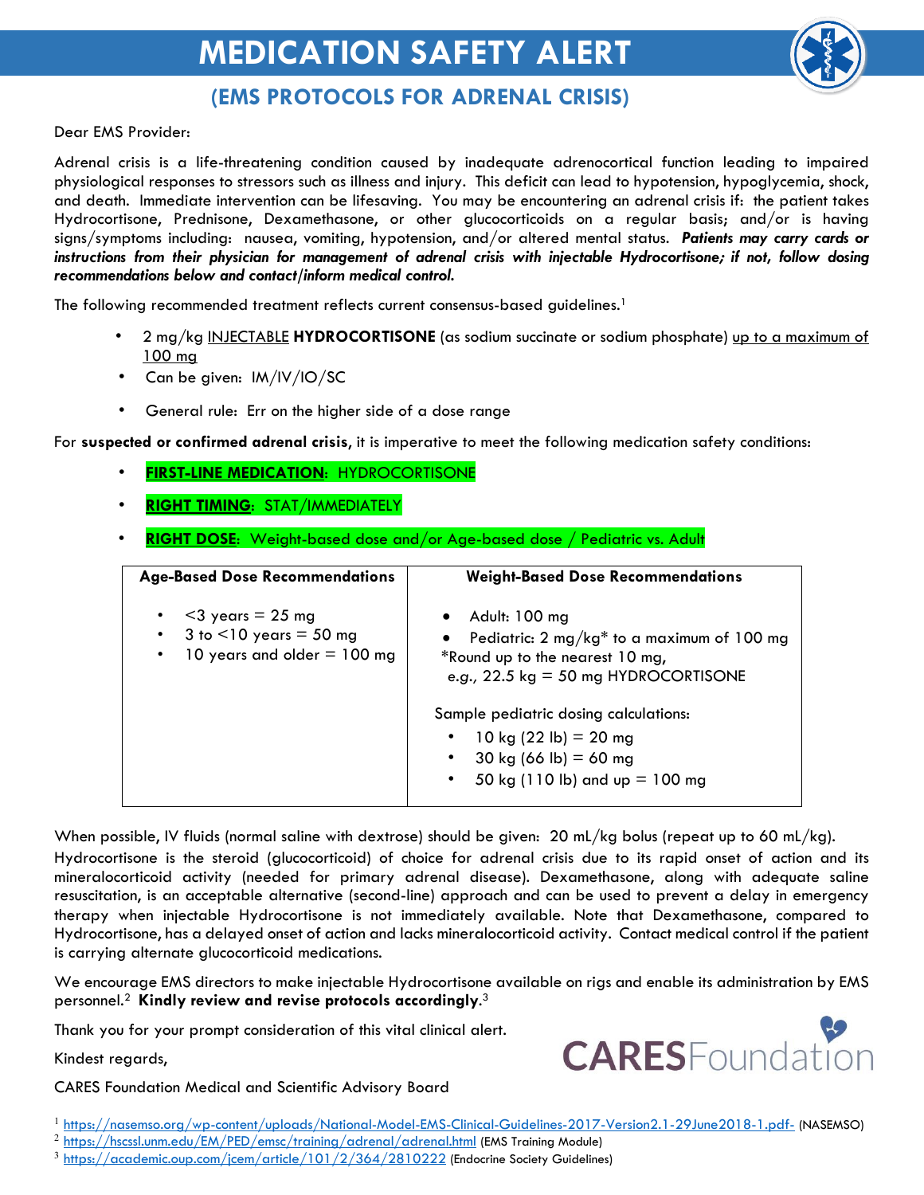# MEDICATION SAFETY ALERT

## (EMS PROTOCOLS FOR ADRENAL CRISIS)

Dear EMS Provider:

Adrenal crisis is a life-threatening condition caused by inadequate adrenocortical function leading to impaired physiological responses to stressors such as illness and injury. This deficit can lead to hypotension, hypoglycemia, shock, and death. Immediate intervention can be lifesaving. You may be encountering an adrenal crisis if: the patient takes Hydrocortisone, Prednisone, Dexamethasone, or other glucocorticoids on a regular basis; and/or is having signs/symptoms including: nausea, vomiting, hypotension, and/or altered mental status. ***Patients may carry cards or instructions from their physician for management of adrenal crisis with injectable Hydrocortisone; if not, follow dosing recommendations below and contact/inform medical control.***

The following recommended treatment reflects current consensus-based guidelines.[1]

- 2 mg/kg INJECTABLE **HYDROCORTISONE** (as sodium succinate or sodium phosphate) up to a maximum of 100 mg
- Can be given: IM/IV/IO/SC
- General rule: Err on the higher side of a dose range

For **suspected or confirmed adrenal crisis**, it is imperative to meet the following medication safety conditions:

- **FIRST-LINE MEDICATION**: HYDROCORTISONE
- **RIGHT TIMING**: STAT/IMMEDIATELY
- **RIGHT DOSE**: Weight-based dose and/or Age-based dose / Pediatric vs. Adult

| Age-Based Dose Recommendations | Weight-Based Dose Recommendations |
|---|---|
| • <3 years = 25 mg<br>• 3 to <10 years = 50 mg<br>• 10 years and older = 100 mg | • Adult: 100 mg<br>• Pediatric: 2 mg/kg* to a maximum of 100 mg<br>*Round up to the nearest 10 mg, *e.g.,* 22.5 kg = 50 mg HYDROCORTISONE<br><br>Sample pediatric dosing calculations:<br>• 10 kg (22 lb) = 20 mg<br>• 30 kg (66 lb) = 60 mg<br>• 50 kg (110 lb) and up = 100 mg |

When possible, IV fluids (normal saline with dextrose) should be given: 20 mL/kg bolus (repeat up to 60 mL/kg).

Hydrocortisone is the steroid (glucocorticoid) of choice for adrenal crisis due to its rapid onset of action and its mineralocorticoid activity (needed for primary adrenal disease). Dexamethasone, along with adequate saline resuscitation, is an acceptable alternative (second-line) approach and can be used to prevent a delay in emergency therapy when injectable Hydrocortisone is not immediately available. Note that Dexamethasone, compared to Hydrocortisone, has a delayed onset of action and lacks mineralocorticoid activity. Contact medical control if the patient is carrying alternate glucocorticoid medications.

We encourage EMS directors to make injectable Hydrocortisone available on rigs and enable its administration by EMS personnel.[2] **Kindly review and revise protocols accordingly**.[3]

Thank you for your prompt consideration of this vital clinical alert.

Kindest regards,

CARES Foundation Medical and Scientific Advisory Board

CARES Foundation

[1] https://nasemso.org/wp-content/uploads/National-Model-EMS-Clinical-Guidelines-2017-Version2.1-29June2018-1.pdf- (NASEMSO)

[2] https://hscssl.unm.edu/EM/PED/emsc/training/adrenal/adrenal.html (EMS Training Module)

[3] https://academic.oup.com/jcem/article/101/2/364/2810222 (Endocrine Society Guidelines)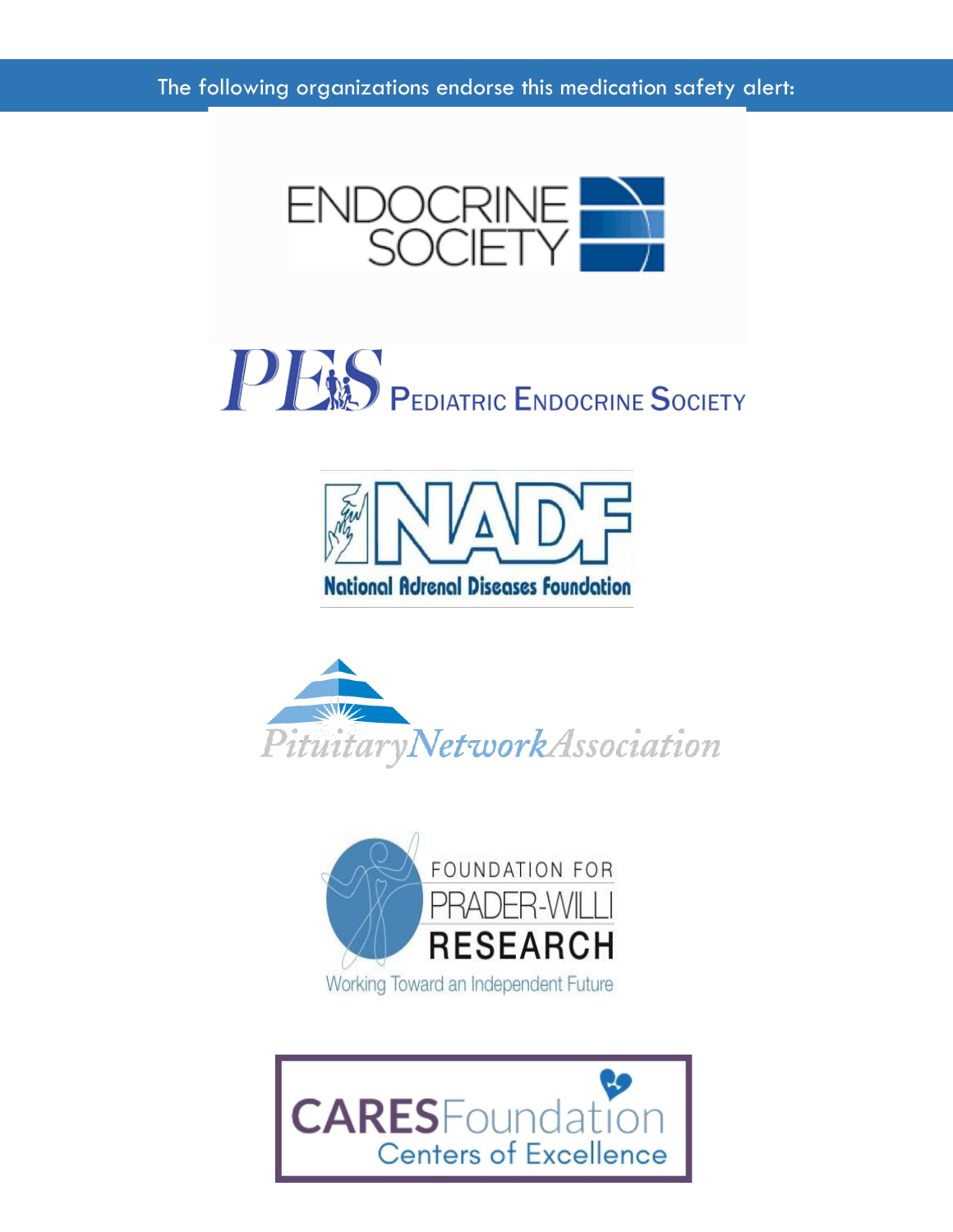The following organizations endorse this medication safety alert:

ENDOCRINE SOCIETY

PES Pediatric Endocrine Society

NADF National Adrenal Diseases Foundation

Pituitary Network Association

Foundation for Prader-Willi Research

Working Toward an Independent Future

CARES Foundation Centers of Excellence